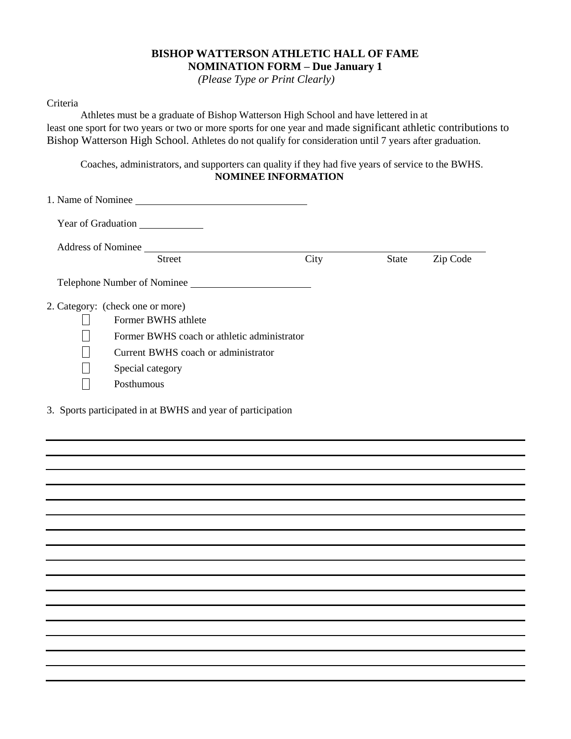**BISHOP WATTERSON ATHLETIC HALL OF FAME**
**NOMINATION FORM – Due January 1**
*(Please Type or Print Clearly)*

Criteria

Athletes must be a graduate of Bishop Watterson High School and have lettered in at least one sport for two years or two or more sports for one year and made significant athletic contributions to Bishop Watterson High School. Athletes do not qualify for consideration until 7 years after graduation.

Coaches, administrators, and supporters can quality if they had five years of service to the BWHS.

**NOMINEE INFORMATION**

1. Name of Nominee ______________________________

   Year of Graduation ____________

   Address of Nominee ______________________________________________________________
   Street                                        City                    State        Zip Code

   Telephone Number of Nominee ______________________

2. Category: (check one or more)
   - ☐ Former BWHS athlete
   - ☐ Former BWHS coach or athletic administrator
   - ☐ Current BWHS coach or administrator
   - ☐ Special category
   - ☐ Posthumous

3. Sports participated in at BWHS and year of participation

______________________________________________________________________________

______________________________________________________________________________

______________________________________________________________________________

______________________________________________________________________________

______________________________________________________________________________

______________________________________________________________________________

______________________________________________________________________________

______________________________________________________________________________

______________________________________________________________________________

______________________________________________________________________________

______________________________________________________________________________

______________________________________________________________________________

______________________________________________________________________________

______________________________________________________________________________

______________________________________________________________________________

______________________________________________________________________________

______________________________________________________________________________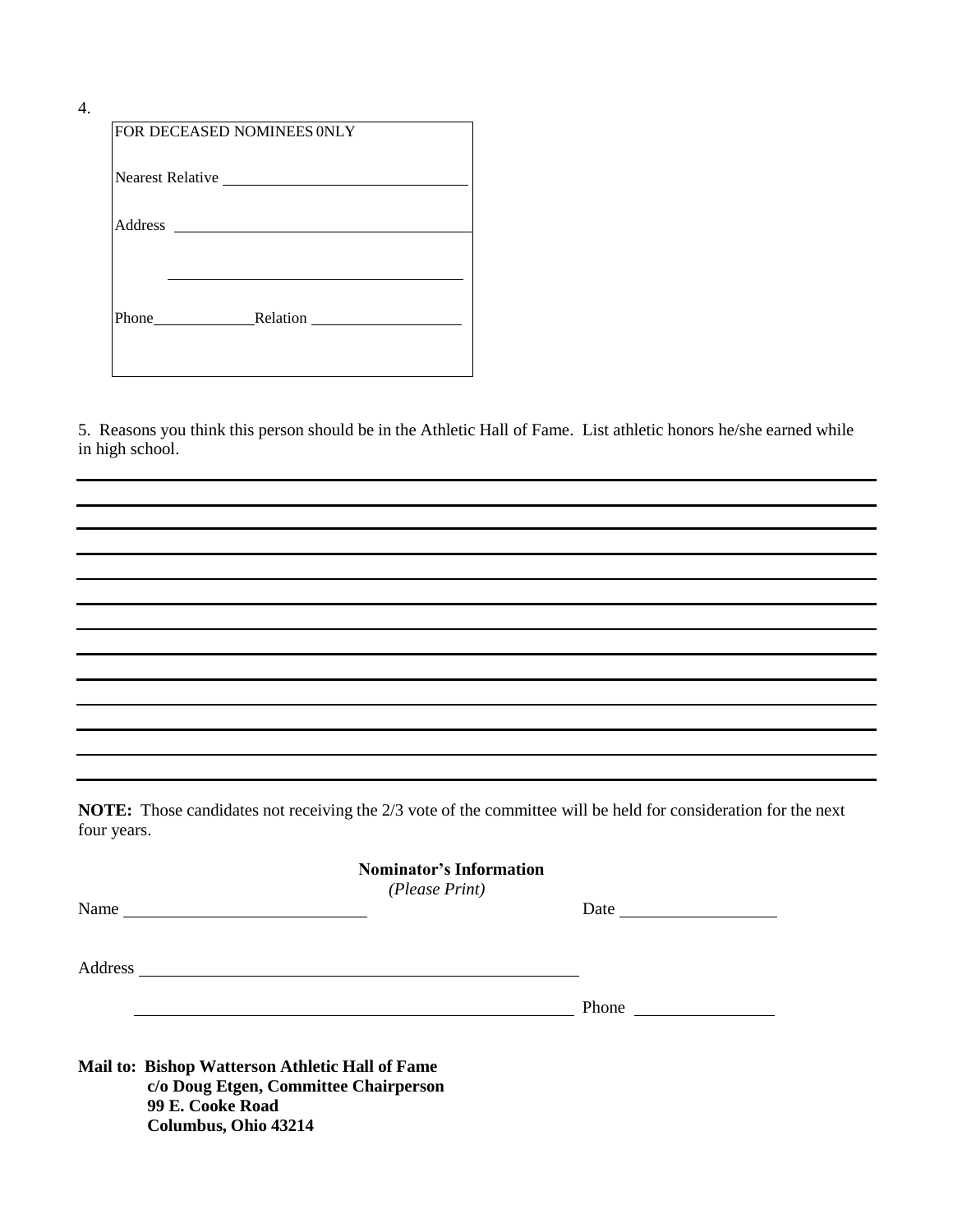4.

FOR DECEASED NOMINEES 0NLY

Nearest Relative ______________________________

Address ______________________________

______________________________

Phone____________ Relation ________________

5. Reasons you think this person should be in the Athletic Hall of Fame. List athletic honors he/she earned while in high school.

______________________________________________________________________________

______________________________________________________________________________

______________________________________________________________________________

______________________________________________________________________________

______________________________________________________________________________

______________________________________________________________________________

______________________________________________________________________________

______________________________________________________________________________

______________________________________________________________________________

______________________________________________________________________________

______________________________________________________________________________

______________________________________________________________________________

**NOTE:** Those candidates not receiving the 2/3 vote of the committee will be held for consideration for the next four years.

**Nominator's Information**

*(Please Print)*

Name ______________________________ Date ________________

Address ______________________________________________

______________________________________________ Phone ______________

**Mail to: Bishop Watterson Athletic Hall of Fame**
**c/o Doug Etgen, Committee Chairperson**
**99 E. Cooke Road**
**Columbus, Ohio 43214**